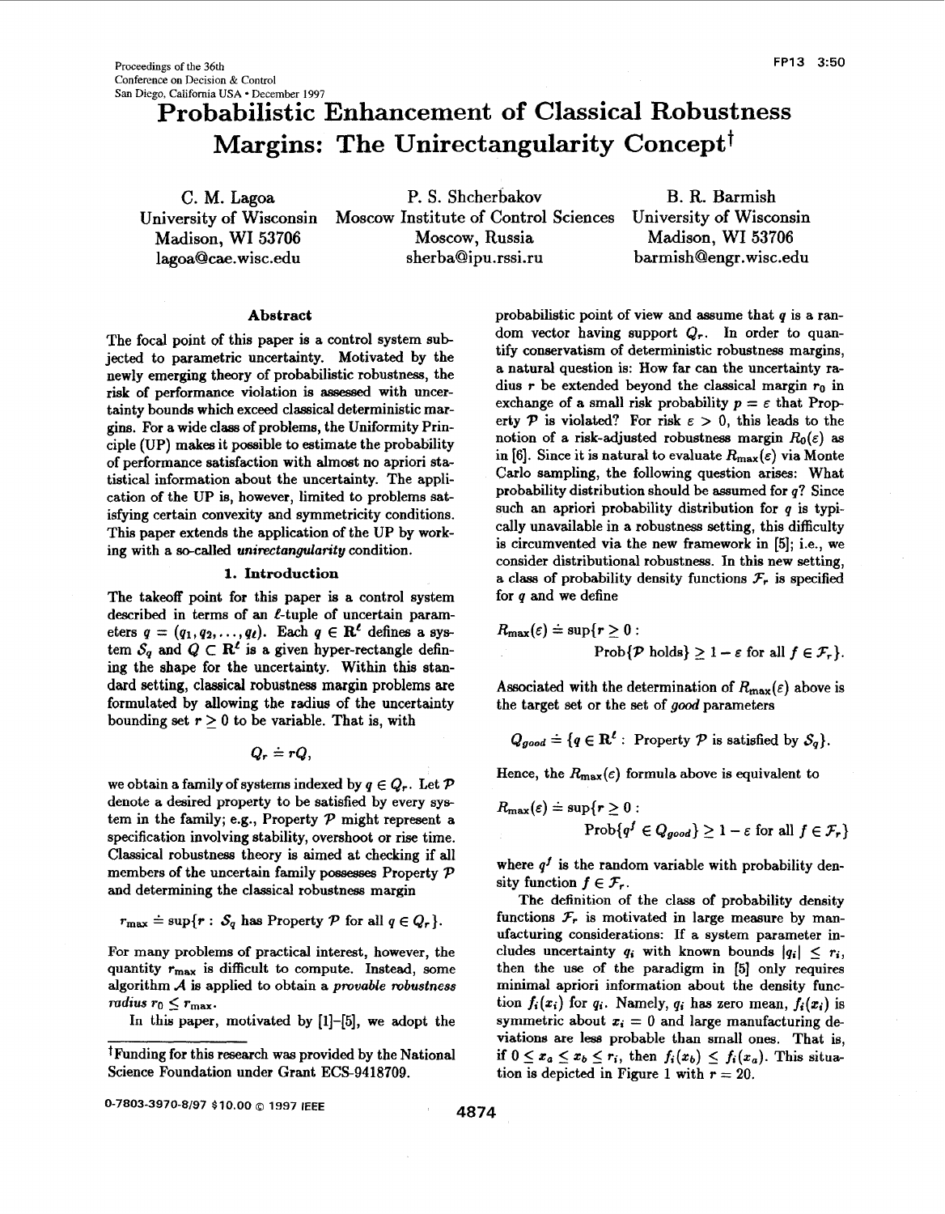# Probabilistic Enhancement of Classical Robustness Margins: The Unirectangularity Concept†

C. M. Lagoa
University of Wisconsin
Madison, WI 53706
lagoa@cae.wisc.edu

P. S. Shcherbakov
Moscow Institute of Control Sciences
Moscow, Russia
sherba@ipu.rssi.ru

B. R. Barmish
University of Wisconsin
Madison, WI 53706
barmish@engr.wisc.edu

## Abstract

The focal point of this paper is a control system subjected to parametric uncertainty. Motivated by the newly emerging theory of probabilistic robustness, the risk of performance violation is assessed with uncertainty bounds which exceed classical deterministic margins. For a wide class of problems, the Uniformity Principle (UP) makes it possible to estimate the probability of performance satisfaction with almost no apriori statistical information about the uncertainty. The application of the UP is, however, limited to problems satisfying certain convexity and symmetricity conditions. This paper extends the application of the UP by working with a so-called *unirectangularity* condition.

## 1. Introduction

The takeoff point for this paper is a control system described in terms of an $\ell$-tuple of uncertain parameters $q = (q_1, q_2, \ldots, q_\ell)$. Each $q \in \mathbf{R}^\ell$ defines a system $S_q$ and $Q \subset \mathbf{R}^\ell$ is a given hyper-rectangle defining the shape for the uncertainty. Within this standard setting, classical robustness margin problems are formulated by allowing the radius of the uncertainty bounding set $r \geq 0$ to be variable. That is, with

$$Q_r \doteq rQ,$$

we obtain a family of systems indexed by $q \in Q_r$. Let $\mathcal{P}$ denote a desired property to be satisfied by every system in the family; e.g., Property $\mathcal{P}$ might represent a specification involving stability, overshoot or rise time. Classical robustness theory is aimed at checking if all members of the uncertain family possesses Property $\mathcal{P}$ and determining the classical robustness margin

$$r_{\max} \doteq \sup\{r : S_q \text{ has Property } \mathcal{P} \text{ for all } q \in Q_r\}.$$

For many problems of practical interest, however, the quantity $r_{\max}$ is difficult to compute. Instead, some algorithm $\mathcal{A}$ is applied to obtain a *provable robustness radius* $r_0 \leq r_{\max}$.

In this paper, motivated by [1]–[5], we adopt the probabilistic point of view and assume that $q$ is a random vector having support $Q_r$. In order to quantify conservatism of deterministic robustness margins, a natural question is: How far can the uncertainty radius $r$ be extended beyond the classical margin $r_0$ in exchange of a small risk probability $p = \varepsilon$ that Property $\mathcal{P}$ is violated? For risk $\varepsilon > 0$, this leads to the notion of a risk-adjusted robustness margin $R_0(\varepsilon)$ as in [6]. Since it is natural to evaluate $R_{\max}(\varepsilon)$ via Monte Carlo sampling, the following question arises: What probability distribution should be assumed for $q$? Since such an apriori probability distribution for $q$ is typically unavailable in a robustness setting, this difficulty is circumvented via the new framework in [5]; i.e., we consider distributional robustness. In this new setting, a class of probability density functions $\mathcal{F}_r$ is specified for $q$ and we define

$$R_{\max}(\varepsilon) \doteq \sup\{r \geq 0 : \text{Prob}\{\mathcal{P} \text{ holds}\} \geq 1 - \varepsilon \text{ for all } f \in \mathcal{F}_r\}.$$

Associated with the determination of $R_{\max}(\varepsilon)$ above is the target set or the set of *good* parameters

$$Q_{good} \doteq \{q \in \mathbf{R}^\ell : \text{ Property } \mathcal{P} \text{ is satisfied by } S_q\}.$$

Hence, the $R_{\max}(\varepsilon)$ formula above is equivalent to

$$R_{\max}(\varepsilon) \doteq \sup\{r \geq 0 : \text{Prob}\{q^f \in Q_{good}\} \geq 1 - \varepsilon \text{ for all } f \in \mathcal{F}_r\}$$

where $q^f$ is the random variable with probability density function $f \in \mathcal{F}_r$.

The definition of the class of probability density functions $\mathcal{F}_r$ is motivated in large measure by manufacturing considerations: If a system parameter includes uncertainty $q_i$ with known bounds $|q_i| \leq r_i$, then the use of the paradigm in [5] only requires minimal apriori information about the density function $f_i(x_i)$ for $q_i$. Namely, $q_i$ has zero mean, $f_i(x_i)$ is symmetric about $x_i = 0$ and large manufacturing deviations are less probable than small ones. That is, if $0 \leq x_a \leq x_b \leq r_i$, then $f_i(x_b) \leq f_i(x_a)$. This situation is depicted in Figure 1 with $r = 20$.

†Funding for this research was provided by the National Science Foundation under Grant ECS-9418709.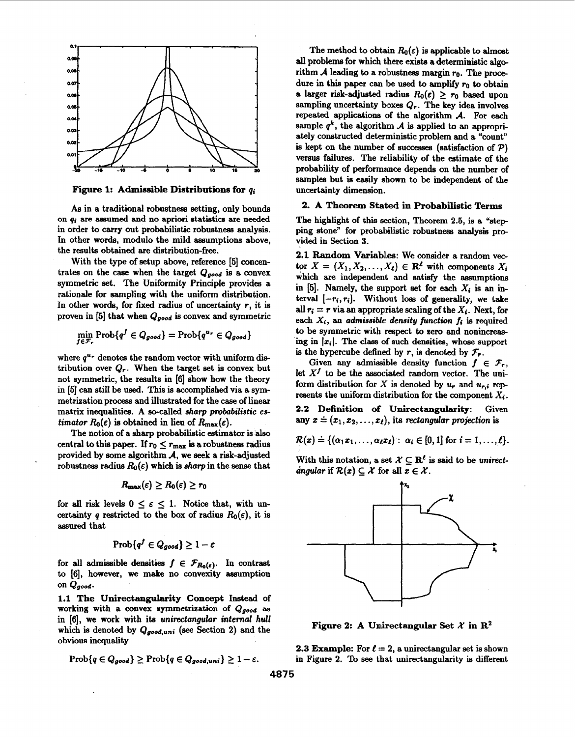Figure 1: Admissible Distributions for $q_i$

As in a traditional robustness setting, only bounds on $q_i$ are assumed and no apriori statistics are needed in order to carry out probabilistic robustness analysis. In other words, modulo the mild assumptions above, the results obtained are distribution-free.

With the type of setup above, reference [5] concentrates on the case when the target $Q_{good}$ is a convex symmetric set. The Uniformity Principle provides a rationale for sampling with the uniform distribution. In other words, for fixed radius of uncertainty $r$, it is proven in [5] that when $Q_{good}$ is convex and symmetric

$$\min_{f \in \mathcal{F}_r} \text{Prob}\{q^f \in Q_{good}\} = \text{Prob}\{q^{u_r} \in Q_{good}\}$$

where $q^{u_r}$ denotes the random vector with uniform distribution over $Q_r$. When the target set is convex but not symmetric, the results in [6] show how the theory in [5] can still be used. This is accomplished via a symmetrization process and illustrated for the case of linear matrix inequalities. A so-called *sharp probabilistic estimator* $R_0(\varepsilon)$ is obtained in lieu of $R_{max}(\varepsilon)$.

The notion of a sharp probabilistic estimator is also central to this paper. If $r_0 \leq r_{max}$ is a robustness radius provided by some algorithm $\mathcal{A}$, we seek a risk-adjusted robustness radius $R_0(\varepsilon)$ which is *sharp* in the sense that

$$R_{max}(\varepsilon) \geq R_0(\varepsilon) \geq r_0$$

for all risk levels $0 \leq \varepsilon \leq 1$. Notice that, with uncertainty $q$ restricted to the box of radius $R_0(\varepsilon)$, it is assured that

$$\text{Prob}\{q^f \in Q_{good}\} \geq 1 - \varepsilon$$

for all admissible densities $f \in \mathcal{F}_{R_0(\varepsilon)}$. In contrast to [6], however, we make no convexity assumption on $Q_{good}$.

**1.1 The Unirectangularity Concept** Instead of working with a convex symmetrization of $Q_{good}$ as in [6], we work with its *unirectangular internal hull* which is denoted by $Q_{good,uni}$ (see Section 2) and the obvious inequality

$$\text{Prob}\{q \in Q_{good}\} \geq \text{Prob}\{q \in Q_{good,uni}\} \geq 1 - \varepsilon.$$

The method to obtain $R_0(\varepsilon)$ is applicable to almost all problems for which there exists a deterministic algorithm $\mathcal{A}$ leading to a robustness margin $r_0$. The procedure in this paper can be used to amplify $r_0$ to obtain a larger risk-adjusted radius $R_0(\varepsilon) \geq r_0$ based upon sampling uncertainty boxes $Q_r$. The key idea involves repeated applications of the algorithm $\mathcal{A}$. For each sample $q^k$, the algorithm $\mathcal{A}$ is applied to an appropriately constructed deterministic problem and a "count" is kept on the number of successes (satisfaction of $\mathcal{P}$) versus failures. The reliability of the estimate of the probability of performance depends on the number of samples but is easily shown to be independent of the uncertainty dimension.

## 2. A Theorem Stated in Probabilistic Terms

The highlight of this section, Theorem 2.5, is a "stepping stone" for probabilistic robustness analysis provided in Section 3.

**2.1 Random Variables:** We consider a random vector $X = (X_1, X_2, \ldots, X_\ell) \in \mathbf{R}^\ell$ with components $X_i$ which are independent and satisfy the assumptions in [5]. Namely, the support set for each $X_i$ is an interval $[-r_i, r_i]$. Without loss of generality, we take all $r_i = r$ via an appropriate scaling of the $X_i$. Next, for each $X_i$, an *admissible density function* $f_i$ is required to be symmetric with respect to zero and nonincreasing in $|x_i|$. The class of such densities, whose support is the hypercube defined by $r$, is denoted by $\mathcal{F}_r$.

Given any admissible density function $f \in \mathcal{F}_r$, let $X^f$ to be the associated random vector. The uniform distribution for $X$ is denoted by $u_r$ and $u_{r,i}$ represents the uniform distribution for the component $X_i$.

**2.2 Definition of Unirectangularity:** Given any $x \doteq (x_1, x_2, \ldots, x_\ell)$, its *rectangular projection* is

$$\mathcal{R}(x) \doteq \{(\alpha_1 x_1, \ldots, \alpha_\ell x_\ell) : \alpha_i \in [0, 1] \text{ for } i = 1, \ldots, \ell\}.$$

With this notation, a set $\mathcal{X} \subseteq \mathbf{R}^\ell$ is said to be *unirectangular* if $\mathcal{R}(x) \subseteq \mathcal{X}$ for all $x \in \mathcal{X}$.

Figure 2: A Unirectangular Set $\mathcal{X}$ in $\mathbf{R}^2$

**2.3 Example:** For $\ell = 2$, a unirectangular set is shown in Figure 2. To see that unirectangularity is different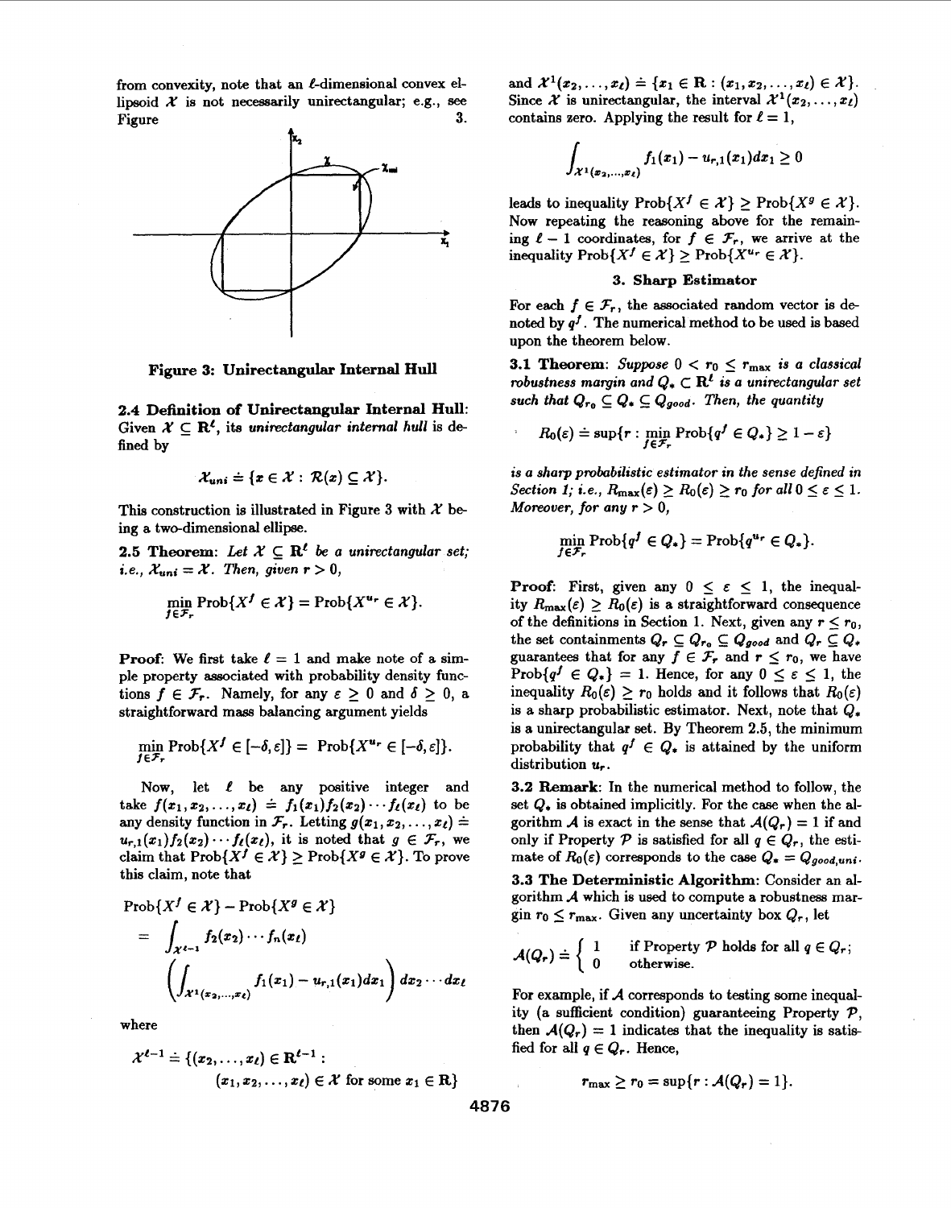from convexity, note that an $\ell$-dimensional convex ellipsoid $\mathcal{X}$ is not necessarily unirectangular; e.g., see Figure 3.

**Figure 3: Unirectangular Internal Hull**

**2.4 Definition of Unirectangular Internal Hull:** Given $\mathcal{X} \subseteq \mathbf{R}^\ell$, its *unirectangular internal hull* is defined by

$$\mathcal{X}_{uni} \doteq \{x \in \mathcal{X} : \mathcal{R}(x) \subseteq \mathcal{X}\}.$$

This construction is illustrated in Figure 3 with $\mathcal{X}$ being a two-dimensional ellipse.

**2.5 Theorem:** *Let $\mathcal{X} \subseteq \mathbf{R}^\ell$ be a unirectangular set; i.e., $\mathcal{X}_{uni} = \mathcal{X}$. Then, given $r > 0$,*

$$\min_{f \in \mathcal{F}_r} \text{Prob}\{X^f \in \mathcal{X}\} = \text{Prob}\{X^{u_r} \in \mathcal{X}\}.$$

**Proof:** We first take $\ell = 1$ and make note of a simple property associated with probability density functions $f \in \mathcal{F}_r$. Namely, for any $\varepsilon \geq 0$ and $\delta \geq 0$, a straightforward mass balancing argument yields

$$\min_{f \in \mathcal{F}_r} \text{Prob}\{X^f \in [-\delta, \varepsilon]\} = \text{Prob}\{X^{u_r} \in [-\delta, \varepsilon]\}.$$

Now, let $\ell$ be any positive integer and take $f(x_1, x_2, \ldots, x_\ell) \doteq f_1(x_1) f_2(x_2) \cdots f_\ell(x_\ell)$ to be any density function in $\mathcal{F}_r$. Letting $g(x_1, x_2, \ldots, x_\ell) \doteq u_{r,1}(x_1) f_2(x_2) \cdots f_\ell(x_\ell)$, it is noted that $g \in \mathcal{F}_r$, we claim that $\text{Prob}\{X^f \in \mathcal{X}\} \geq \text{Prob}\{X^g \in \mathcal{X}\}$. To prove this claim, note that

$$\begin{aligned} &\text{Prob}\{X^f \in \mathcal{X}\} - \text{Prob}\{X^g \in \mathcal{X}\} \\ &= \int_{\mathcal{X}^{\ell-1}} f_2(x_2) \cdots f_n(x_\ell) \\ &\quad \left( \int_{\mathcal{X}^1(x_2, \ldots, x_\ell)} f_1(x_1) - u_{r,1}(x_1) dx_1 \right) dx_2 \cdots dx_\ell \end{aligned}$$

where

$$\begin{aligned} \mathcal{X}^{\ell-1} \doteq \{(x_2, \ldots, x_\ell) \in \mathbf{R}^{\ell-1} : \\ (x_1, x_2, \ldots, x_\ell) \in \mathcal{X} \text{ for some } x_1 \in \mathbf{R}\} \end{aligned}$$

and $\mathcal{X}^1(x_2, \ldots, x_\ell) \doteq \{x_1 \in \mathbf{R} : (x_1, x_2, \ldots, x_\ell) \in \mathcal{X}\}$. Since $\mathcal{X}$ is unirectangular, the interval $\mathcal{X}^1(x_2, \ldots, x_\ell)$ contains zero. Applying the result for $\ell = 1$,

$$\int_{\mathcal{X}^1(x_2, \ldots, x_\ell)} f_1(x_1) - u_{r,1}(x_1) dx_1 \geq 0$$

leads to inequality $\text{Prob}\{X^f \in \mathcal{X}\} \geq \text{Prob}\{X^g \in \mathcal{X}\}$. Now repeating the reasoning above for the remaining $\ell - 1$ coordinates, for $f \in \mathcal{F}_r$, we arrive at the inequality $\text{Prob}\{X^f \in \mathcal{X}\} \geq \text{Prob}\{X^{u_r} \in \mathcal{X}\}$.

## 3. Sharp Estimator

For each $f \in \mathcal{F}_r$, the associated random vector is denoted by $q^f$. The numerical method to be used is based upon the theorem below.

**3.1 Theorem:** *Suppose $0 < r_0 \leq r_{\max}$ is a classical robustness margin and $Q_* \subset \mathbf{R}^\ell$ is a unirectangular set such that $Q_{r_0} \subseteq Q_* \subseteq Q_{good}$. Then, the quantity*

$$R_0(\varepsilon) \doteq \sup\{r : \min_{f \in \mathcal{F}_r} \text{Prob}\{q^f \in Q_*\} \geq 1 - \varepsilon\}$$

*is a sharp probabilistic estimator in the sense defined in Section 1; i.e., $R_{\max}(\varepsilon) \geq R_0(\varepsilon) \geq r_0$ for all $0 \leq \varepsilon \leq 1$. Moreover, for any $r > 0$,*

$$\min_{f \in \mathcal{F}_r} \text{Prob}\{q^f \in Q_*\} = \text{Prob}\{q^{u_r} \in Q_*\}.$$

**Proof:** First, given any $0 \leq \varepsilon \leq 1$, the inequality $R_{\max}(\varepsilon) \geq R_0(\varepsilon)$ is a straightforward consequence of the definitions in Section 1. Next, given any $r \leq r_0$, the set containments $Q_r \subseteq Q_{r_0} \subseteq Q_{good}$ and $Q_r \subseteq Q_*$ guarantees that for any $f \in \mathcal{F}_r$ and $r \leq r_0$, we have $\text{Prob}\{q^f \in Q_*\} = 1$. Hence, for any $0 \leq \varepsilon \leq 1$, the inequality $R_0(\varepsilon) \geq r_0$ holds and it follows that $R_0(\varepsilon)$ is a sharp probabilistic estimator. Next, note that $Q_*$ is a unirectangular set. By Theorem 2.5, the minimum probability that $q^f \in Q_*$ is attained by the uniform distribution $u_r$.

**3.2 Remark:** In the numerical method to follow, the set $Q_*$ is obtained implicitly. For the case when the algorithm $\mathcal{A}$ is exact in the sense that $\mathcal{A}(Q_r) = 1$ if and only if Property $\mathcal{P}$ is satisfied for all $q \in Q_r$, the estimate of $R_0(\varepsilon)$ corresponds to the case $Q_* = Q_{good,uni}$.

**3.3 The Deterministic Algorithm:** Consider an algorithm $\mathcal{A}$ which is used to compute a robustness margin $r_0 \leq r_{\max}$. Given any uncertainty box $Q_r$, let

$$\mathcal{A}(Q_r) \doteq \begin{cases} 1 & \text{if Property } \mathcal{P} \text{ holds for all } q \in Q_r; \\ 0 & \text{otherwise.} \end{cases}$$

For example, if $\mathcal{A}$ corresponds to testing some inequality (a sufficient condition) guaranteeing Property $\mathcal{P}$, then $\mathcal{A}(Q_r) = 1$ indicates that the inequality is satisfied for all $q \in Q_r$. Hence,

$$r_{\max} \geq r_0 = \sup\{r : \mathcal{A}(Q_r) = 1\}.$$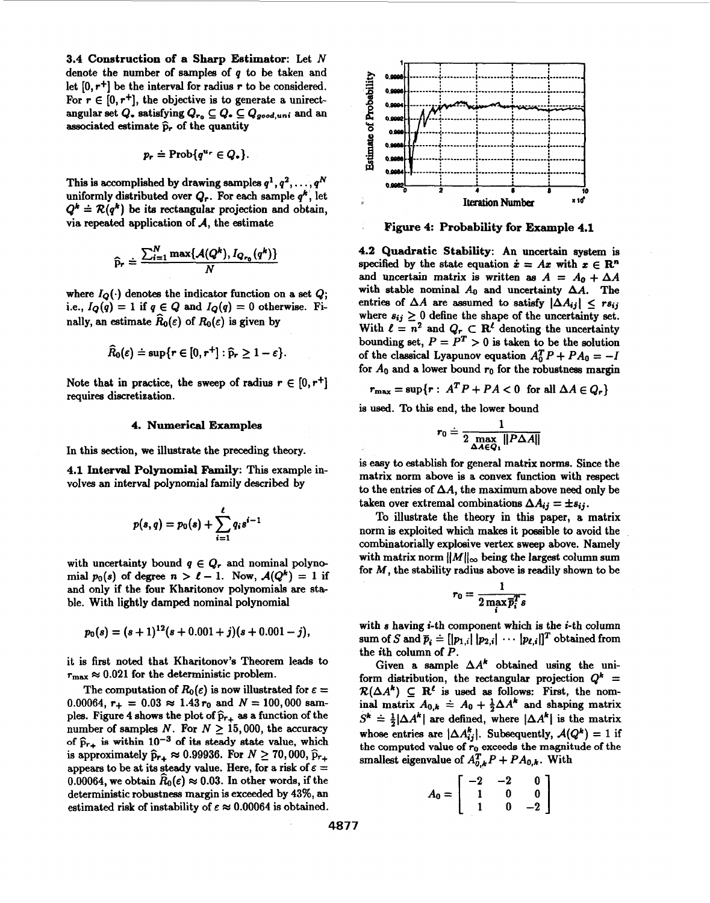**3.4 Construction of a Sharp Estimator**: Let $N$ denote the number of samples of $q$ to be taken and let $[0, r^+]$ be the interval for radius $r$ to be considered. For $r \in [0, r^+]$, the objective is to generate a unirectangular set $Q_*$ satisfying $Q_{r_0} \subseteq Q_* \subseteq Q_{good,uni}$ and an associated estimate $\widehat{p}_r$ of the quantity

$$p_r \doteq \text{Prob}\{q^{u_r} \in Q_*\}.$$

This is accomplished by drawing samples $q^1, q^2, \ldots, q^N$ uniformly distributed over $Q_r$. For each sample $q^k$, let $Q^k \doteq \mathcal{R}(q^k)$ be its rectangular projection and obtain, via repeated application of $\mathcal{A}$, the estimate

$$\widehat{p}_r \doteq \frac{\sum_{i=1}^{N} \max\{\mathcal{A}(Q^k), I_{Q_{r_0}}(q^k)\}}{N}$$

where $I_Q(\cdot)$ denotes the indicator function on a set $Q$; i.e., $I_Q(q) = 1$ if $q \in Q$ and $I_Q(q) = 0$ otherwise. Finally, an estimate $\widehat{R}_0(\varepsilon)$ of $R_0(\varepsilon)$ is given by

$$\widehat{R}_0(\varepsilon) \doteq \sup\{r \in [0, r^+] : \widehat{p}_r \geq 1 - \varepsilon\}.$$

Note that in practice, the sweep of radius $r \in [0, r^+]$ requires discretization.

## 4. Numerical Examples

In this section, we illustrate the preceding theory.

**4.1 Interval Polynomial Family**: This example involves an interval polynomial family described by

$$p(s, q) = p_0(s) + \sum_{i=1}^{\ell} q_i s^{i-1}$$

with uncertainty bound $q \in Q_r$ and nominal polynomial $p_0(s)$ of degree $n > \ell - 1$. Now, $\mathcal{A}(Q^k) = 1$ if and only if the four Kharitonov polynomials are stable. With lightly damped nominal polynomial

$$p_0(s) = (s+1)^{12}(s + 0.001 + j)(s + 0.001 - j),$$

it is first noted that Kharitonov's Theorem leads to $r_{\max} \approx 0.021$ for the deterministic problem.

The computation of $R_0(\varepsilon)$ is now illustrated for $\varepsilon = 0.00064$, $r_+ = 0.03 \approx 1.43 r_0$ and $N = 100{,}000$ samples. Figure 4 shows the plot of $\widehat{p}_{r_+}$ as a function of the number of samples $N$. For $N \geq 15{,}000$, the accuracy of $\widehat{p}_{r_+}$ is within $10^{-3}$ of its steady state value, which is approximately $\widehat{p}_{r_+} \approx 0.99936$. For $N \geq 70{,}000$, $\widehat{p}_{r_+}$ appears to be at its steady value. Here, for a risk of $\varepsilon = 0.00064$, we obtain $\widehat{R}_0(\varepsilon) \approx 0.03$. In other words, if the deterministic robustness margin is exceeded by 43%, an estimated risk of instability of $\varepsilon \approx 0.00064$ is obtained.

**Figure 4: Probability for Example 4.1**

**4.2 Quadratic Stability**: An uncertain system is specified by the state equation $\dot{x} = Ax$ with $x \in \mathbf{R}^n$ and uncertain matrix is written as $A = A_0 + \Delta A$ with stable nominal $A_0$ and uncertainty $\Delta A$. The entries of $\Delta A$ are assumed to satisfy $|\Delta A_{ij}| \leq r s_{ij}$ where $s_{ij} \geq 0$ define the shape of the uncertainty set. With $\ell = n^2$ and $Q_r \subset \mathbf{R}^\ell$ denoting the uncertainty bounding set, $P = P^T > 0$ is taken to be the solution of the classical Lyapunov equation $A_0^T P + P A_0 = -I$ for $A_0$ and a lower bound $r_0$ for the robustness margin

$$r_{\max} = \sup\{r : A^T P + PA < 0 \text{ for all } \Delta A \in Q_r\}$$

is used. To this end, the lower bound

$$r_0 \doteq \frac{1}{2 \max\limits_{\Delta A \in Q_1} \|P \Delta A\|}$$

is easy to establish for general matrix norms. Since the matrix norm above is a convex function with respect to the entries of $\Delta A$, the maximum above need only be taken over extremal combinations $\Delta A_{ij} = \pm s_{ij}$.

To illustrate the theory in this paper, a matrix norm is exploited which makes it possible to avoid the combinatorially explosive vertex sweep above. Namely with matrix norm $\|M\|_\infty$ being the largest column sum for $M$, the stability radius above is readily shown to be

$$r_0 = \frac{1}{2 \max\limits_i \overline{p}_i^T s}$$

with $s$ having $i$-th component which is the $i$-th column sum of $S$ and $\overline{p}_i \doteq [|p_{1,i}| \; |p_{2,i}| \; \cdots \; |p_{\ell,i}|]^T$ obtained from the $i$th column of $P$.

Given a sample $\Delta A^k$ obtained using the uniform distribution, the rectangular projection $Q^k = \mathcal{R}(\Delta A^k) \subseteq \mathbf{R}^\ell$ is used as follows: First, the nominal matrix $A_{0,k} \doteq A_0 + \frac{1}{2}\Delta A^k$ and shaping matrix $S^k \doteq \frac{1}{2}|\Delta A^k|$ are defined, where $|\Delta A^k|$ is the matrix whose entries are $|\Delta A_{ij}^k|$. Subsequently, $\mathcal{A}(Q^k) = 1$ if the computed value of $r_0$ exceeds the magnitude of the smallest eigenvalue of $A_{0,k}^T P + P A_{0,k}$. With

$$A_0 = \begin{bmatrix} -2 & -2 & 0 \\ 1 & 0 & 0 \\ 1 & 0 & -2 \end{bmatrix}$$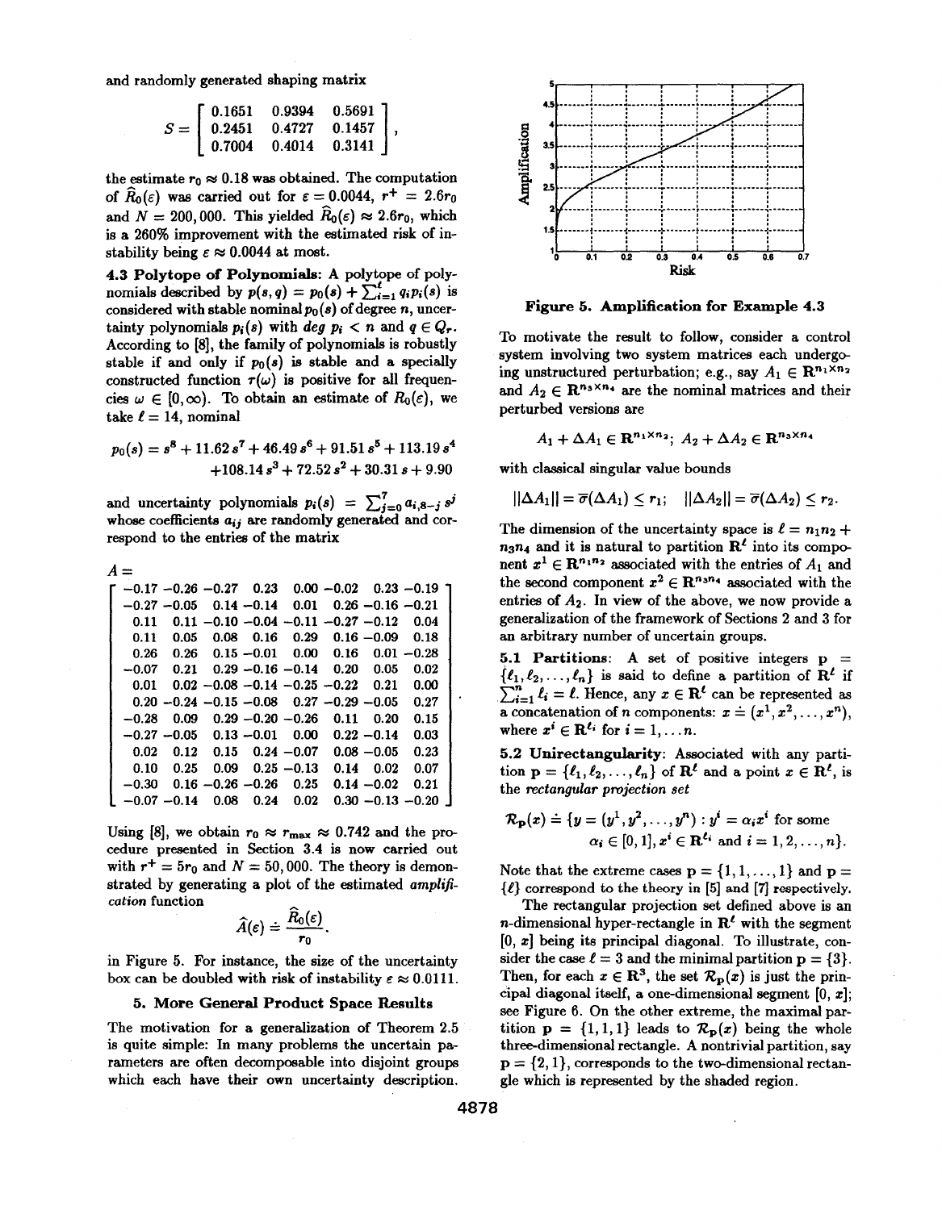and randomly generated shaping matrix

$$S = \begin{bmatrix} 0.1651 & 0.9394 & 0.5691 \\ 0.2451 & 0.4727 & 0.1457 \\ 0.7004 & 0.4014 & 0.3141 \end{bmatrix},$$

the estimate $r_0 \approx 0.18$ was obtained. The computation of $\widehat{R}_0(\varepsilon)$ was carried out for $\varepsilon = 0.0044$, $r^+ = 2.6r_0$ and $N = 200,000$. This yielded $\widehat{R}_0(\varepsilon) \approx 2.6r_0$, which is a 260% improvement with the estimated risk of instability being $\varepsilon \approx 0.0044$ at most.

**4.3 Polytope of Polynomials:** A polytope of polynomials described by $p(s,q) = p_0(s) + \sum_{i=1}^{\ell} q_i p_i(s)$ is considered with stable nominal $p_0(s)$ of degree $n$, uncertainty polynomials $p_i(s)$ with $deg\ p_i < n$ and $q \in Q_r$. According to [8], the family of polynomials is robustly stable if and only if $p_0(s)$ is stable and a specially constructed function $r(\omega)$ is positive for all frequencies $\omega \in [0, \infty)$. To obtain an estimate of $R_0(\varepsilon)$, we take $\ell = 14$, nominal

$$p_0(s) = s^8 + 11.62\,s^7 + 46.49\,s^6 + 91.51\,s^5 + 113.19\,s^4 + 108.14\,s^3 + 72.52\,s^2 + 30.31\,s + 9.90$$

and uncertainty polynomials $p_i(s) = \sum_{j=0}^{7} a_{i,8-j}\, s^j$ whose coefficients $a_{ij}$ are randomly generated and correspond to the entries of the matrix

$$A = \begin{bmatrix}
-0.17 & -0.26 & -0.27 & 0.23 & 0.00 & -0.02 & 0.23 & -0.19 \\
-0.27 & -0.05 & 0.14 & -0.14 & 0.01 & 0.26 & -0.16 & -0.21 \\
0.11 & 0.11 & -0.10 & -0.04 & -0.11 & -0.27 & -0.12 & 0.04 \\
0.11 & 0.05 & 0.08 & 0.16 & 0.29 & 0.16 & -0.09 & 0.18 \\
0.26 & 0.26 & 0.15 & -0.01 & 0.00 & 0.16 & 0.01 & -0.28 \\
-0.07 & 0.21 & 0.29 & -0.16 & -0.14 & 0.20 & 0.05 & 0.02 \\
0.01 & 0.02 & -0.08 & -0.14 & -0.25 & -0.22 & 0.21 & 0.00 \\
0.20 & -0.24 & -0.15 & -0.08 & 0.27 & -0.29 & -0.05 & 0.27 \\
-0.28 & 0.09 & 0.29 & -0.20 & -0.26 & 0.11 & 0.20 & 0.15 \\
-0.27 & -0.05 & 0.13 & -0.01 & 0.00 & 0.22 & -0.14 & 0.03 \\
0.02 & 0.12 & 0.15 & 0.24 & -0.07 & 0.08 & -0.05 & 0.23 \\
0.10 & 0.25 & 0.09 & 0.25 & -0.13 & 0.14 & 0.02 & 0.07 \\
-0.30 & 0.16 & -0.26 & -0.26 & 0.25 & 0.14 & -0.02 & 0.21 \\
-0.07 & -0.14 & 0.08 & 0.24 & 0.02 & 0.30 & -0.13 & -0.20
\end{bmatrix}.$$

Using [8], we obtain $r_0 \approx r_{\max} \approx 0.742$ and the procedure presented in Section 3.4 is now carried out with $r^+ = 5r_0$ and $N = 50,000$. The theory is demonstrated by generating a plot of the estimated *amplification* function

$$\widehat{A}(\varepsilon) \doteq \frac{\widehat{R}_0(\varepsilon)}{r_0}.$$

in Figure 5. For instance, the size of the uncertainty box can be doubled with risk of instability $\varepsilon \approx 0.0111$.

**Figure 5. Amplification for Example 4.3**

## 5. More General Product Space Results

The motivation for a generalization of Theorem 2.5 is quite simple: In many problems the uncertain parameters are often decomposable into disjoint groups which each have their own uncertainty description. To motivate the result to follow, consider a control system involving two system matrices each undergoing unstructured perturbation; e.g., say $A_1 \in \mathbf{R}^{n_1 \times n_2}$ and $A_2 \in \mathbf{R}^{n_3 \times n_4}$ are the nominal matrices and their perturbed versions are

$$A_1 + \Delta A_1 \in \mathbf{R}^{n_1 \times n_2};\ A_2 + \Delta A_2 \in \mathbf{R}^{n_3 \times n_4}$$

with classical singular value bounds

$$\|\Delta A_1\| = \overline{\sigma}(\Delta A_1) \le r_1;\quad \|\Delta A_2\| = \overline{\sigma}(\Delta A_2) \le r_2.$$

The dimension of the uncertainty space is $\ell = n_1 n_2 + n_3 n_4$ and it is natural to partition $\mathbf{R}^\ell$ into its component $x^1 \in \mathbf{R}^{n_1 n_2}$ associated with the entries of $A_1$ and the second component $x^2 \in \mathbf{R}^{n_3 n_4}$ associated with the entries of $A_2$. In view of the above, we now provide a generalization of the framework of Sections 2 and 3 for an arbitrary number of uncertain groups.

**5.1 Partitions:** A set of positive integers $\mathbf{p} = \{\ell_1, \ell_2, \ldots, \ell_n\}$ is said to define a partition of $\mathbf{R}^\ell$ if $\sum_{i=1}^{n} \ell_i = \ell$. Hence, any $x \in \mathbf{R}^\ell$ can be represented as a concatenation of $n$ components: $x \doteq (x^1, x^2, \ldots, x^n)$, where $x^i \in \mathbf{R}^{\ell_i}$ for $i = 1, \ldots n$.

**5.2 Unirectangularity:** Associated with any partition $\mathbf{p} = \{\ell_1, \ell_2, \ldots, \ell_n\}$ of $\mathbf{R}^\ell$ and a point $x \in \mathbf{R}^\ell$, is the *rectangular projection set*

$$\mathcal{R}_{\mathbf{p}}(x) \doteq \{y = (y^1, y^2, \ldots, y^n) : y^i = \alpha_i x^i \text{ for some } \alpha_i \in [0,1], x^i \in \mathbf{R}^{\ell_i} \text{ and } i = 1, 2, \ldots, n\}.$$

Note that the extreme cases $\mathbf{p} = \{1, 1, \ldots, 1\}$ and $\mathbf{p} = \{\ell\}$ correspond to the theory in [5] and [7] respectively.

The rectangular projection set defined above is an $n$-dimensional hyper-rectangle in $\mathbf{R}^\ell$ with the segment $[0, x]$ being its principal diagonal. To illustrate, consider the case $\ell = 3$ and the minimal partition $\mathbf{p} = \{3\}$. Then, for each $x \in \mathbf{R}^3$, the set $\mathcal{R}_{\mathbf{p}}(x)$ is just the principal diagonal itself, a one-dimensional segment $[0, x]$; see Figure 6. On the other extreme, the maximal partition $\mathbf{p} = \{1, 1, 1\}$ leads to $\mathcal{R}_{\mathbf{p}}(x)$ being the whole three-dimensional rectangle. A nontrivial partition, say $\mathbf{p} = \{2, 1\}$, corresponds to the two-dimensional rectangle which is represented by the shaded region.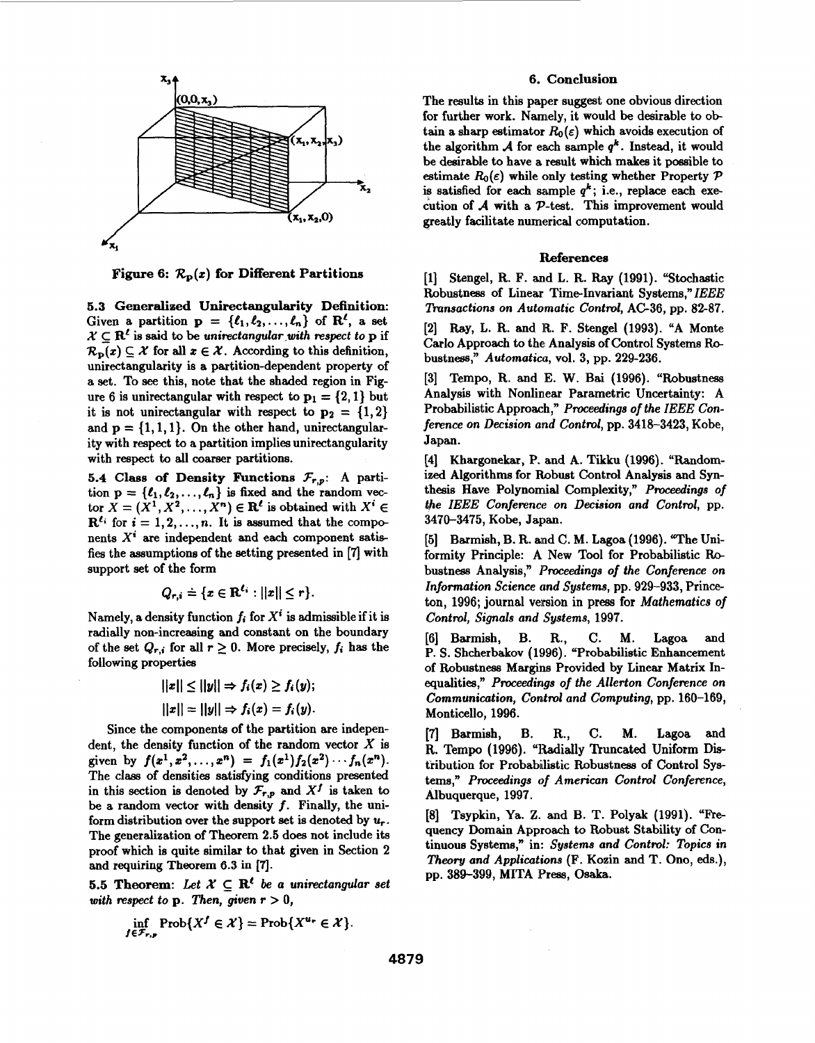$x_3$

$(0,0,x_3)$

$(x_1,x_2,x_3)$

$x_2$

$(x_1,x_2,0)$

$x_1$

**Figure 6: $\mathcal{R}_\mathbf{p}(x)$ for Different Partitions**

**5.3 Generalized Unirectangularity Definition:** Given a partition $\mathbf{p} = \{\ell_1, \ell_2, \ldots, \ell_n\}$ of $\mathbf{R}^\ell$, a set $\mathcal{X} \subseteq \mathbf{R}^\ell$ is said to be *unirectangular with respect to* $\mathbf{p}$ if $\mathcal{R}_\mathbf{p}(x) \subseteq \mathcal{X}$ for all $x \in \mathcal{X}$. According to this definition, unirectangularity is a partition-dependent property of a set. To see this, note that the shaded region in Figure 6 is unirectangular with respect to $\mathbf{p}_1 = \{2, 1\}$ but it is not unirectangular with respect to $\mathbf{p}_2 = \{1, 2\}$ and $\mathbf{p} = \{1, 1, 1\}$. On the other hand, unirectangularity with respect to a partition implies unirectangularity with respect to all coarser partitions.

**5.4 Class of Density Functions $\mathcal{F}_{r,\mathbf{p}}$:** A partition $\mathbf{p} = \{\ell_1, \ell_2, \ldots, \ell_n\}$ is fixed and the random vector $X = (X^1, X^2, \ldots, X^n) \in \mathbf{R}^\ell$ is obtained with $X^i \in \mathbf{R}^{\ell_i}$ for $i = 1, 2, \ldots, n$. It is assumed that the components $X^i$ are independent and each component satisfies the assumptions of the setting presented in [7] with support set of the form

$$Q_{r,i} \doteq \{x \in \mathbf{R}^{\ell_i} : \|x\| \leq r\}.$$

Namely, a density function $f_i$ for $X^i$ is admissible if it is radially non-increasing and constant on the boundary of the set $Q_{r,i}$ for all $r \geq 0$. More precisely, $f_i$ has the following properties

$$\|x\| \leq \|y\| \Rightarrow f_i(x) \geq f_i(y);$$

$$\|x\| = \|y\| \Rightarrow f_i(x) = f_i(y).$$

Since the components of the partition are independent, the density function of the random vector $X$ is given by $f(x^1, x^2, \ldots, x^n) = f_1(x^1)f_2(x^2)\cdots f_n(x^n)$. The class of densities satisfying conditions presented in this section is denoted by $\mathcal{F}_{r,\mathbf{p}}$ and $X^f$ is taken to be a random vector with density $f$. Finally, the uniform distribution over the support set is denoted by $u_r$. The generalization of Theorem 2.5 does not include its proof which is quite similar to that given in Section 2 and requiring Theorem 6.3 in [7].

**5.5 Theorem:** *Let $\mathcal{X} \subseteq \mathbf{R}^\ell$ be a unirectangular set with respect to $\mathbf{p}$. Then, given $r > 0$,*

$$\inf_{f \in \mathcal{F}_{r,\mathbf{p}}} \text{Prob}\{X^f \in \mathcal{X}\} = \text{Prob}\{X^{u_r} \in \mathcal{X}\}.$$

## 6. Conclusion

The results in this paper suggest one obvious direction for further work. Namely, it would be desirable to obtain a sharp estimator $R_0(\varepsilon)$ which avoids execution of the algorithm $\mathcal{A}$ for each sample $q^k$. Instead, it would be desirable to have a result which makes it possible to estimate $R_0(\varepsilon)$ while only testing whether Property $\mathcal{P}$ is satisfied for each sample $q^k$; i.e., replace each execution of $\mathcal{A}$ with a $\mathcal{P}$-test. This improvement would greatly facilitate numerical computation.

### References

[1] Stengel, R. F. and L. R. Ray (1991). "Stochastic Robustness of Linear Time-Invariant Systems," *IEEE Transactions on Automatic Control*, AC-36, pp. 82-87.

[2] Ray, L. R. and R. F. Stengel (1993). "A Monte Carlo Approach to the Analysis of Control Systems Robustness," *Automatica*, vol. 3, pp. 229-236.

[3] Tempo, R. and E. W. Bai (1996). "Robustness Analysis with Nonlinear Parametric Uncertainty: A Probabilistic Approach," *Proceedings of the IEEE Conference on Decision and Control*, pp. 3418-3423, Kobe, Japan.

[4] Khargonekar, P. and A. Tikku (1996). "Randomized Algorithms for Robust Control Analysis and Synthesis Have Polynomial Complexity," *Proceedings of the IEEE Conference on Decision and Control*, pp. 3470-3475, Kobe, Japan.

[5] Barmish, B. R. and C. M. Lagoa (1996). "The Uniformity Principle: A New Tool for Probabilistic Robustness Analysis," *Proceedings of the Conference on Information Science and Systems*, pp. 929-933, Princeton, 1996; journal version in press for *Mathematics of Control, Signals and Systems*, 1997.

[6] Barmish, B. R., C. M. Lagoa and P. S. Shcherbakov (1996). "Probabilistic Enhancement of Robustness Margins Provided by Linear Matrix Inequalities," *Proceedings of the Allerton Conference on Communication, Control and Computing*, pp. 160-169, Monticello, 1996.

[7] Barmish, B. R., C. M. Lagoa and R. Tempo (1996). "Radially Truncated Uniform Distribution for Probabilistic Robustness of Control Systems," *Proceedings of American Control Conference*, Albuquerque, 1997.

[8] Tsypkin, Ya. Z. and B. T. Polyak (1991). "Frequency Domain Approach to Robust Stability of Continuous Systems," in: *Systems and Control: Topics in Theory and Applications* (F. Kozin and T. Ono, eds.), pp. 389-399, MITA Press, Osaka.